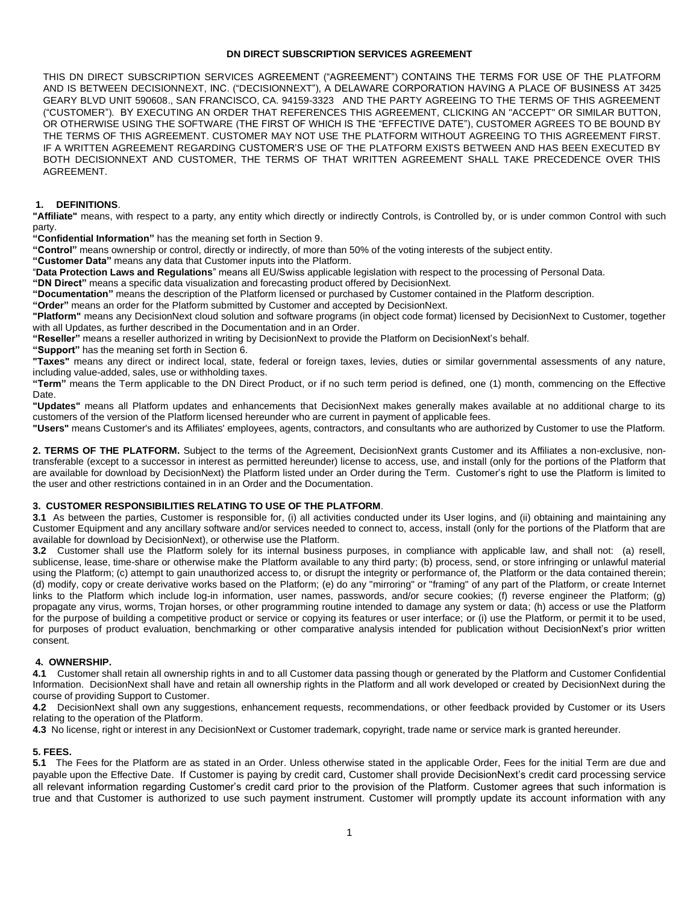**DN DIRECT SUBSCRIPTION SERVICES AGREEMENT**

THIS DN DIRECT SUBSCRIPTION SERVICES AGREEMENT ("AGREEMENT") CONTAINS THE TERMS FOR USE OF THE PLATFORM AND IS BETWEEN DECISIONNEXT, INC. ("DECISIONNEXT"), A DELAWARE CORPORATION HAVING A PLACE OF BUSINESS AT 3425 GEARY BLVD UNIT 590608., SAN FRANCISCO, CA. 94159-3323 AND THE PARTY AGREEING TO THE TERMS OF THIS AGREEMENT ("CUSTOMER"). BY EXECUTING AN ORDER THAT REFERENCES THIS AGREEMENT, CLICKING AN "ACCEPT" OR SIMILAR BUTTON, OR OTHERWISE USING THE SOFTWARE (THE FIRST OF WHICH IS THE "EFFECTIVE DATE"), CUSTOMER AGREES TO BE BOUND BY THE TERMS OF THIS AGREEMENT. CUSTOMER MAY NOT USE THE PLATFORM WITHOUT AGREEING TO THIS AGREEMENT FIRST. IF A WRITTEN AGREEMENT REGARDING CUSTOMER'S USE OF THE PLATFORM EXISTS BETWEEN AND HAS BEEN EXECUTED BY BOTH DECISIONNEXT AND CUSTOMER, THE TERMS OF THAT WRITTEN AGREEMENT SHALL TAKE PRECEDENCE OVER THIS AGREEMENT.

**1. DEFINITIONS**.

**"Affiliate"** means, with respect to a party, any entity which directly or indirectly Controls, is Controlled by, or is under common Control with such party.

**"Confidential Information"** has the meaning set forth in Section 9.

**"Control"** means ownership or control, directly or indirectly, of more than 50% of the voting interests of the subject entity.

**"Customer Data"** means any data that Customer inputs into the Platform.

"**Data Protection Laws and Regulations**" means all EU/Swiss applicable legislation with respect to the processing of Personal Data.

**"DN Direct"** means a specific data visualization and forecasting product offered by DecisionNext.

**"Documentation"** means the description of the Platform licensed or purchased by Customer contained in the Platform description.

**"Order"** means an order for the Platform submitted by Customer and accepted by DecisionNext.

**"Platform"** means any DecisionNext cloud solution and software programs (in object code format) licensed by DecisionNext to Customer, together with all Updates, as further described in the Documentation and in an Order.

**"Reseller"** means a reseller authorized in writing by DecisionNext to provide the Platform on DecisionNext's behalf.

**"Support"** has the meaning set forth in Section 6.

**"Taxes"** means any direct or indirect local, state, federal or foreign taxes, levies, duties or similar governmental assessments of any nature, including value-added, sales, use or withholding taxes.

**"Term"** means the Term applicable to the DN Direct Product, or if no such term period is defined, one (1) month, commencing on the Effective Date.

**"Updates"** means all Platform updates and enhancements that DecisionNext makes generally makes available at no additional charge to its customers of the version of the Platform licensed hereunder who are current in payment of applicable fees.

**"Users"** means Customer's and its Affiliates' employees, agents, contractors, and consultants who are authorized by Customer to use the Platform.

**2. TERMS OF THE PLATFORM.** Subject to the terms of the Agreement, DecisionNext grants Customer and its Affiliates a non-exclusive, non-transferable (except to a successor in interest as permitted hereunder) license to access, use, and install (only for the portions of the Platform that are available for download by DecisionNext) the Platform listed under an Order during the Term. Customer's right to use the Platform is limited to the user and other restrictions contained in in an Order and the Documentation.

**3. CUSTOMER RESPONSIBILITIES RELATING TO USE OF THE PLATFORM**.

**3.1** As between the parties, Customer is responsible for, (i) all activities conducted under its User logins, and (ii) obtaining and maintaining any Customer Equipment and any ancillary software and/or services needed to connect to, access, install (only for the portions of the Platform that are available for download by DecisionNext), or otherwise use the Platform.

**3.2** Customer shall use the Platform solely for its internal business purposes, in compliance with applicable law, and shall not: (a) resell, sublicense, lease, time-share or otherwise make the Platform available to any third party; (b) process, send, or store infringing or unlawful material using the Platform; (c) attempt to gain unauthorized access to, or disrupt the integrity or performance of, the Platform or the data contained therein; (d) modify, copy or create derivative works based on the Platform; (e) do any "mirroring" or "framing" of any part of the Platform, or create Internet links to the Platform which include log-in information, user names, passwords, and/or secure cookies; (f) reverse engineer the Platform; (g) propagate any virus, worms, Trojan horses, or other programming routine intended to damage any system or data; (h) access or use the Platform for the purpose of building a competitive product or service or copying its features or user interface; or (i) use the Platform, or permit it to be used, for purposes of product evaluation, benchmarking or other comparative analysis intended for publication without DecisionNext's prior written consent.

**4. OWNERSHIP.**

**4.1** Customer shall retain all ownership rights in and to all Customer data passing though or generated by the Platform and Customer Confidential Information. DecisionNext shall have and retain all ownership rights in the Platform and all work developed or created by DecisionNext during the course of providing Support to Customer.

**4.2** DecisionNext shall own any suggestions, enhancement requests, recommendations, or other feedback provided by Customer or its Users relating to the operation of the Platform.

**4.3** No license, right or interest in any DecisionNext or Customer trademark, copyright, trade name or service mark is granted hereunder.

**5. FEES.**

**5.1** The Fees for the Platform are as stated in an Order. Unless otherwise stated in the applicable Order, Fees for the initial Term are due and payable upon the Effective Date. If Customer is paying by credit card, Customer shall provide DecisionNext's credit card processing service all relevant information regarding Customer's credit card prior to the provision of the Platform. Customer agrees that such information is true and that Customer is authorized to use such payment instrument. Customer will promptly update its account information with any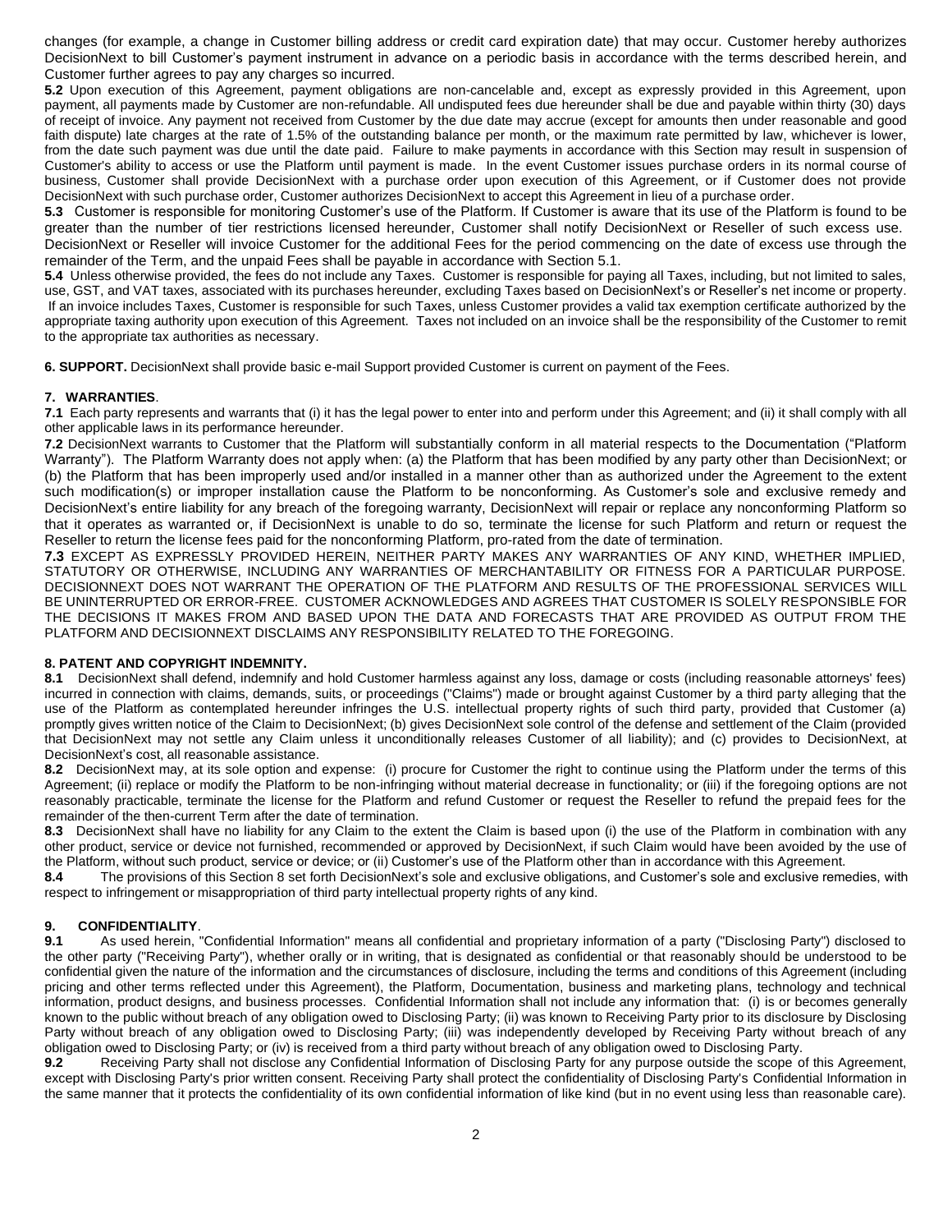changes (for example, a change in Customer billing address or credit card expiration date) that may occur. Customer hereby authorizes DecisionNext to bill Customer's payment instrument in advance on a periodic basis in accordance with the terms described herein, and Customer further agrees to pay any charges so incurred.

**5.2** Upon execution of this Agreement, payment obligations are non-cancelable and, except as expressly provided in this Agreement, upon payment, all payments made by Customer are non-refundable. All undisputed fees due hereunder shall be due and payable within thirty (30) days of receipt of invoice. Any payment not received from Customer by the due date may accrue (except for amounts then under reasonable and good faith dispute) late charges at the rate of 1.5% of the outstanding balance per month, or the maximum rate permitted by law, whichever is lower, from the date such payment was due until the date paid. Failure to make payments in accordance with this Section may result in suspension of Customer's ability to access or use the Platform until payment is made. In the event Customer issues purchase orders in its normal course of business, Customer shall provide DecisionNext with a purchase order upon execution of this Agreement, or if Customer does not provide DecisionNext with such purchase order, Customer authorizes DecisionNext to accept this Agreement in lieu of a purchase order.

**5.3** Customer is responsible for monitoring Customer's use of the Platform. If Customer is aware that its use of the Platform is found to be greater than the number of tier restrictions licensed hereunder, Customer shall notify DecisionNext or Reseller of such excess use. DecisionNext or Reseller will invoice Customer for the additional Fees for the period commencing on the date of excess use through the remainder of the Term, and the unpaid Fees shall be payable in accordance with Section 5.1.

**5.4** Unless otherwise provided, the fees do not include any Taxes. Customer is responsible for paying all Taxes, including, but not limited to sales, use, GST, and VAT taxes, associated with its purchases hereunder, excluding Taxes based on DecisionNext's or Reseller's net income or property. If an invoice includes Taxes, Customer is responsible for such Taxes, unless Customer provides a valid tax exemption certificate authorized by the appropriate taxing authority upon execution of this Agreement. Taxes not included on an invoice shall be the responsibility of the Customer to remit to the appropriate tax authorities as necessary.

**6. SUPPORT.** DecisionNext shall provide basic e-mail Support provided Customer is current on payment of the Fees.

**7. WARRANTIES**.

**7.1** Each party represents and warrants that (i) it has the legal power to enter into and perform under this Agreement; and (ii) it shall comply with all other applicable laws in its performance hereunder.

**7.2** DecisionNext warrants to Customer that the Platform will substantially conform in all material respects to the Documentation ("Platform Warranty"). The Platform Warranty does not apply when: (a) the Platform that has been modified by any party other than DecisionNext; or (b) the Platform that has been improperly used and/or installed in a manner other than as authorized under the Agreement to the extent such modification(s) or improper installation cause the Platform to be nonconforming. As Customer's sole and exclusive remedy and DecisionNext's entire liability for any breach of the foregoing warranty, DecisionNext will repair or replace any nonconforming Platform so that it operates as warranted or, if DecisionNext is unable to do so, terminate the license for such Platform and return or request the Reseller to return the license fees paid for the nonconforming Platform, pro-rated from the date of termination.

**7.3** EXCEPT AS EXPRESSLY PROVIDED HEREIN, NEITHER PARTY MAKES ANY WARRANTIES OF ANY KIND, WHETHER IMPLIED, STATUTORY OR OTHERWISE, INCLUDING ANY WARRANTIES OF MERCHANTABILITY OR FITNESS FOR A PARTICULAR PURPOSE. DECISIONNEXT DOES NOT WARRANT THE OPERATION OF THE PLATFORM AND RESULTS OF THE PROFESSIONAL SERVICES WILL BE UNINTERRUPTED OR ERROR-FREE. CUSTOMER ACKNOWLEDGES AND AGREES THAT CUSTOMER IS SOLELY RESPONSIBLE FOR THE DECISIONS IT MAKES FROM AND BASED UPON THE DATA AND FORECASTS THAT ARE PROVIDED AS OUTPUT FROM THE PLATFORM AND DECISIONNEXT DISCLAIMS ANY RESPONSIBILITY RELATED TO THE FOREGOING.

**8. PATENT AND COPYRIGHT INDEMNITY.**

**8.1** DecisionNext shall defend, indemnify and hold Customer harmless against any loss, damage or costs (including reasonable attorneys' fees) incurred in connection with claims, demands, suits, or proceedings ("Claims") made or brought against Customer by a third party alleging that the use of the Platform as contemplated hereunder infringes the U.S. intellectual property rights of such third party, provided that Customer (a) promptly gives written notice of the Claim to DecisionNext; (b) gives DecisionNext sole control of the defense and settlement of the Claim (provided that DecisionNext may not settle any Claim unless it unconditionally releases Customer of all liability); and (c) provides to DecisionNext, at DecisionNext's cost, all reasonable assistance.

**8.2** DecisionNext may, at its sole option and expense: (i) procure for Customer the right to continue using the Platform under the terms of this Agreement; (ii) replace or modify the Platform to be non-infringing without material decrease in functionality; or (iii) if the foregoing options are not reasonably practicable, terminate the license for the Platform and refund Customer or request the Reseller to refund the prepaid fees for the remainder of the then-current Term after the date of termination.

**8.3** DecisionNext shall have no liability for any Claim to the extent the Claim is based upon (i) the use of the Platform in combination with any other product, service or device not furnished, recommended or approved by DecisionNext, if such Claim would have been avoided by the use of the Platform, without such product, service or device; or (ii) Customer's use of the Platform other than in accordance with this Agreement.

**8.4** The provisions of this Section 8 set forth DecisionNext's sole and exclusive obligations, and Customer's sole and exclusive remedies, with respect to infringement or misappropriation of third party intellectual property rights of any kind.

**9. CONFIDENTIALITY**.

**9.1** As used herein, "Confidential Information" means all confidential and proprietary information of a party ("Disclosing Party") disclosed to the other party ("Receiving Party"), whether orally or in writing, that is designated as confidential or that reasonably should be understood to be confidential given the nature of the information and the circumstances of disclosure, including the terms and conditions of this Agreement (including pricing and other terms reflected under this Agreement), the Platform, Documentation, business and marketing plans, technology and technical information, product designs, and business processes. Confidential Information shall not include any information that: (i) is or becomes generally known to the public without breach of any obligation owed to Disclosing Party; (ii) was known to Receiving Party prior to its disclosure by Disclosing Party without breach of any obligation owed to Disclosing Party; (iii) was independently developed by Receiving Party without breach of any obligation owed to Disclosing Party; or (iv) is received from a third party without breach of any obligation owed to Disclosing Party.

**9.2** Receiving Party shall not disclose any Confidential Information of Disclosing Party for any purpose outside the scope of this Agreement, except with Disclosing Party's prior written consent. Receiving Party shall protect the confidentiality of Disclosing Party's Confidential Information in the same manner that it protects the confidentiality of its own confidential information of like kind (but in no event using less than reasonable care).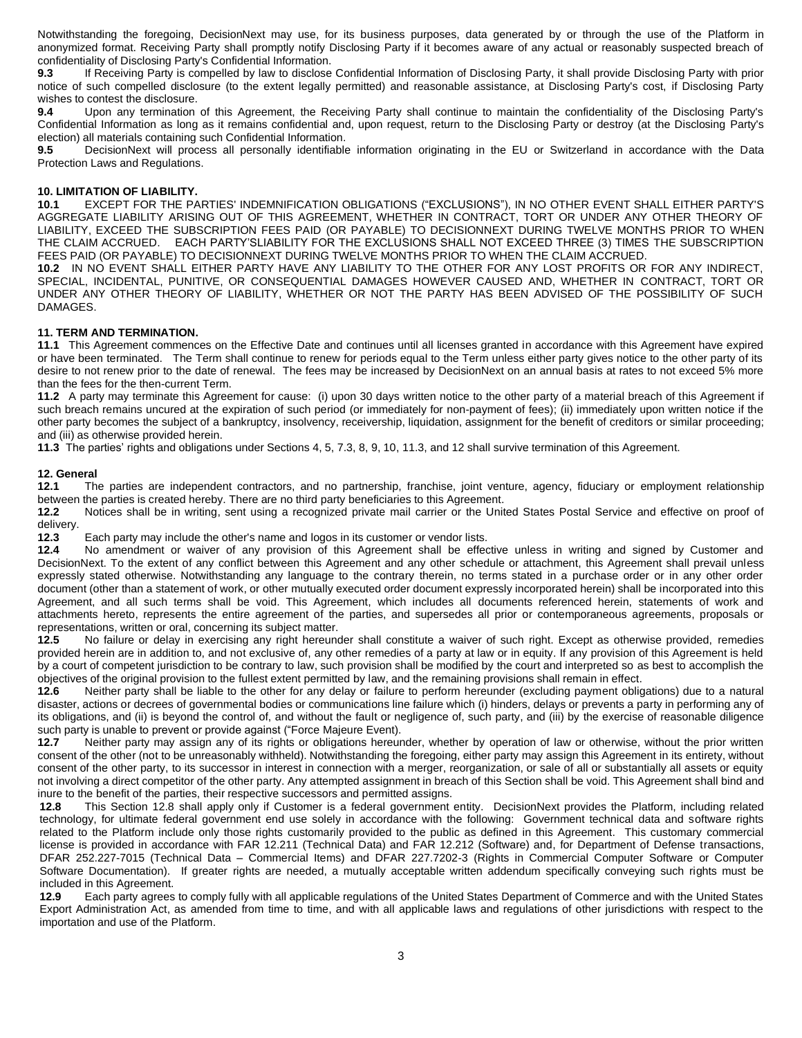Notwithstanding the foregoing, DecisionNext may use, for its business purposes, data generated by or through the use of the Platform in anonymized format. Receiving Party shall promptly notify Disclosing Party if it becomes aware of any actual or reasonably suspected breach of confidentiality of Disclosing Party's Confidential Information.

**9.3** If Receiving Party is compelled by law to disclose Confidential Information of Disclosing Party, it shall provide Disclosing Party with prior notice of such compelled disclosure (to the extent legally permitted) and reasonable assistance, at Disclosing Party's cost, if Disclosing Party wishes to contest the disclosure.

**9.4** Upon any termination of this Agreement, the Receiving Party shall continue to maintain the confidentiality of the Disclosing Party's Confidential Information as long as it remains confidential and, upon request, return to the Disclosing Party or destroy (at the Disclosing Party's election) all materials containing such Confidential Information.

**9.5** DecisionNext will process all personally identifiable information originating in the EU or Switzerland in accordance with the Data Protection Laws and Regulations.

**10. LIMITATION OF LIABILITY.**

**10.1** EXCEPT FOR THE PARTIES' INDEMNIFICATION OBLIGATIONS ("EXCLUSIONS"), IN NO OTHER EVENT SHALL EITHER PARTY'S AGGREGATE LIABILITY ARISING OUT OF THIS AGREEMENT, WHETHER IN CONTRACT, TORT OR UNDER ANY OTHER THEORY OF LIABILITY, EXCEED THE SUBSCRIPTION FEES PAID (OR PAYABLE) TO DECISIONNEXT DURING TWELVE MONTHS PRIOR TO WHEN THE CLAIM ACCRUED. EACH PARTY'SLIABILITY FOR THE EXCLUSIONS SHALL NOT EXCEED THREE (3) TIMES THE SUBSCRIPTION FEES PAID (OR PAYABLE) TO DECISIONNEXT DURING TWELVE MONTHS PRIOR TO WHEN THE CLAIM ACCRUED.

**10.2** IN NO EVENT SHALL EITHER PARTY HAVE ANY LIABILITY TO THE OTHER FOR ANY LOST PROFITS OR FOR ANY INDIRECT, SPECIAL, INCIDENTAL, PUNITIVE, OR CONSEQUENTIAL DAMAGES HOWEVER CAUSED AND, WHETHER IN CONTRACT, TORT OR UNDER ANY OTHER THEORY OF LIABILITY, WHETHER OR NOT THE PARTY HAS BEEN ADVISED OF THE POSSIBILITY OF SUCH DAMAGES.

**11. TERM AND TERMINATION.**

**11.1** This Agreement commences on the Effective Date and continues until all licenses granted in accordance with this Agreement have expired or have been terminated. The Term shall continue to renew for periods equal to the Term unless either party gives notice to the other party of its desire to not renew prior to the date of renewal. The fees may be increased by DecisionNext on an annual basis at rates to not exceed 5% more than the fees for the then-current Term.

**11.2** A party may terminate this Agreement for cause: (i) upon 30 days written notice to the other party of a material breach of this Agreement if such breach remains uncured at the expiration of such period (or immediately for non-payment of fees); (ii) immediately upon written notice if the other party becomes the subject of a bankruptcy, insolvency, receivership, liquidation, assignment for the benefit of creditors or similar proceeding; and (iii) as otherwise provided herein.

**11.3** The parties' rights and obligations under Sections 4, 5, 7.3, 8, 9, 10, 11.3, and 12 shall survive termination of this Agreement.

**12. General**

**12.1** The parties are independent contractors, and no partnership, franchise, joint venture, agency, fiduciary or employment relationship between the parties is created hereby. There are no third party beneficiaries to this Agreement.

**12.2** Notices shall be in writing, sent using a recognized private mail carrier or the United States Postal Service and effective on proof of delivery.

**12.3** Each party may include the other's name and logos in its customer or vendor lists.

**12.4** No amendment or waiver of any provision of this Agreement shall be effective unless in writing and signed by Customer and DecisionNext. To the extent of any conflict between this Agreement and any other schedule or attachment, this Agreement shall prevail unless expressly stated otherwise. Notwithstanding any language to the contrary therein, no terms stated in a purchase order or in any other order document (other than a statement of work, or other mutually executed order document expressly incorporated herein) shall be incorporated into this Agreement, and all such terms shall be void. This Agreement, which includes all documents referenced herein, statements of work and attachments hereto, represents the entire agreement of the parties, and supersedes all prior or contemporaneous agreements, proposals or representations, written or oral, concerning its subject matter.

**12.5** No failure or delay in exercising any right hereunder shall constitute a waiver of such right. Except as otherwise provided, remedies provided herein are in addition to, and not exclusive of, any other remedies of a party at law or in equity. If any provision of this Agreement is held by a court of competent jurisdiction to be contrary to law, such provision shall be modified by the court and interpreted so as best to accomplish the objectives of the original provision to the fullest extent permitted by law, and the remaining provisions shall remain in effect.

**12.6** Neither party shall be liable to the other for any delay or failure to perform hereunder (excluding payment obligations) due to a natural disaster, actions or decrees of governmental bodies or communications line failure which (i) hinders, delays or prevents a party in performing any of its obligations, and (ii) is beyond the control of, and without the fault or negligence of, such party, and (iii) by the exercise of reasonable diligence such party is unable to prevent or provide against ("Force Majeure Event).

**12.7** Neither party may assign any of its rights or obligations hereunder, whether by operation of law or otherwise, without the prior written consent of the other (not to be unreasonably withheld). Notwithstanding the foregoing, either party may assign this Agreement in its entirety, without consent of the other party, to its successor in interest in connection with a merger, reorganization, or sale of all or substantially all assets or equity not involving a direct competitor of the other party. Any attempted assignment in breach of this Section shall be void. This Agreement shall bind and inure to the benefit of the parties, their respective successors and permitted assigns.

**12.8** This Section 12.8 shall apply only if Customer is a federal government entity. DecisionNext provides the Platform, including related technology, for ultimate federal government end use solely in accordance with the following: Government technical data and software rights related to the Platform include only those rights customarily provided to the public as defined in this Agreement. This customary commercial license is provided in accordance with FAR 12.211 (Technical Data) and FAR 12.212 (Software) and, for Department of Defense transactions, DFAR 252.227-7015 (Technical Data – Commercial Items) and DFAR 227.7202-3 (Rights in Commercial Computer Software or Computer Software Documentation). If greater rights are needed, a mutually acceptable written addendum specifically conveying such rights must be included in this Agreement.

**12.9** Each party agrees to comply fully with all applicable regulations of the United States Department of Commerce and with the United States Export Administration Act, as amended from time to time, and with all applicable laws and regulations of other jurisdictions with respect to the importation and use of the Platform.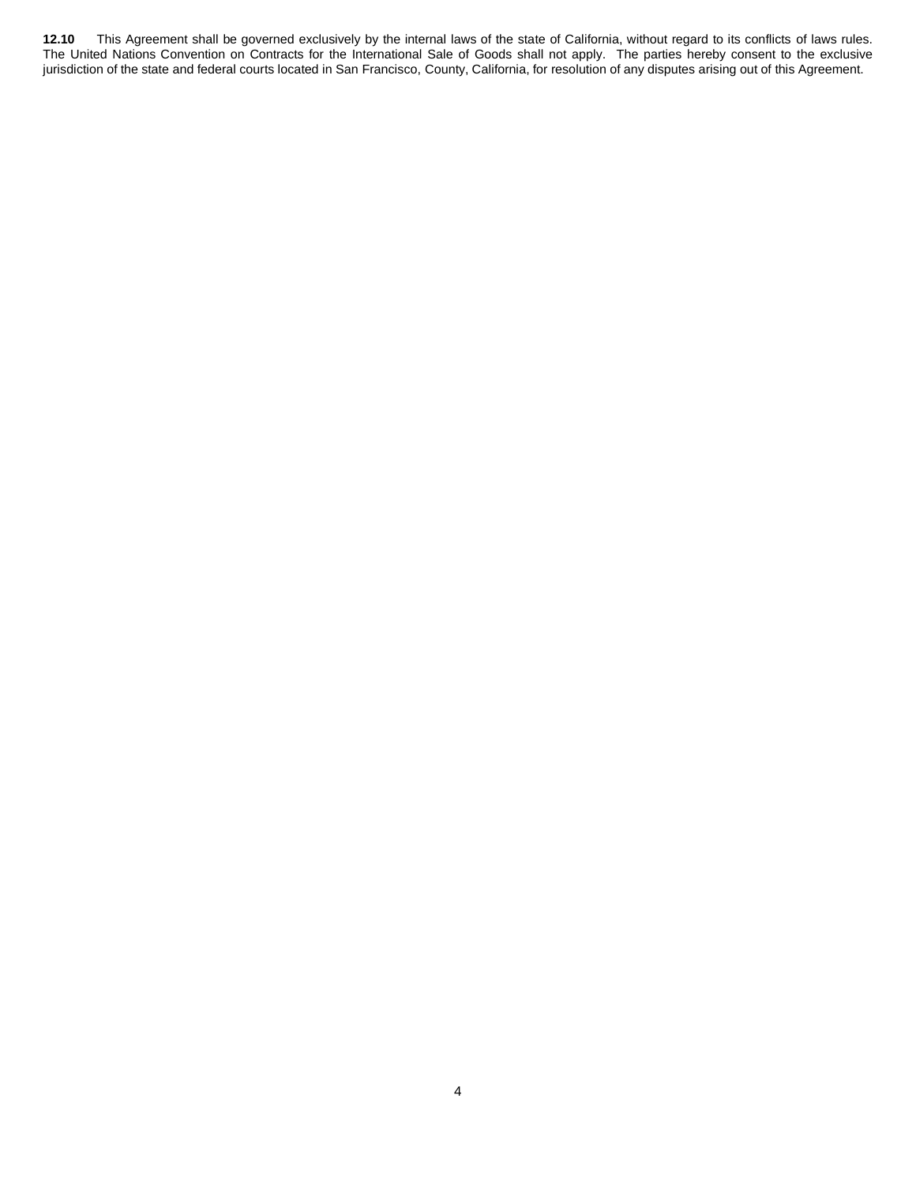**12.10** This Agreement shall be governed exclusively by the internal laws of the state of California, without regard to its conflicts of laws rules. The United Nations Convention on Contracts for the International Sale of Goods shall not apply. The parties hereby consent to the exclusive jurisdiction of the state and federal courts located in San Francisco, County, California, for resolution of any disputes arising out of this Agreement.